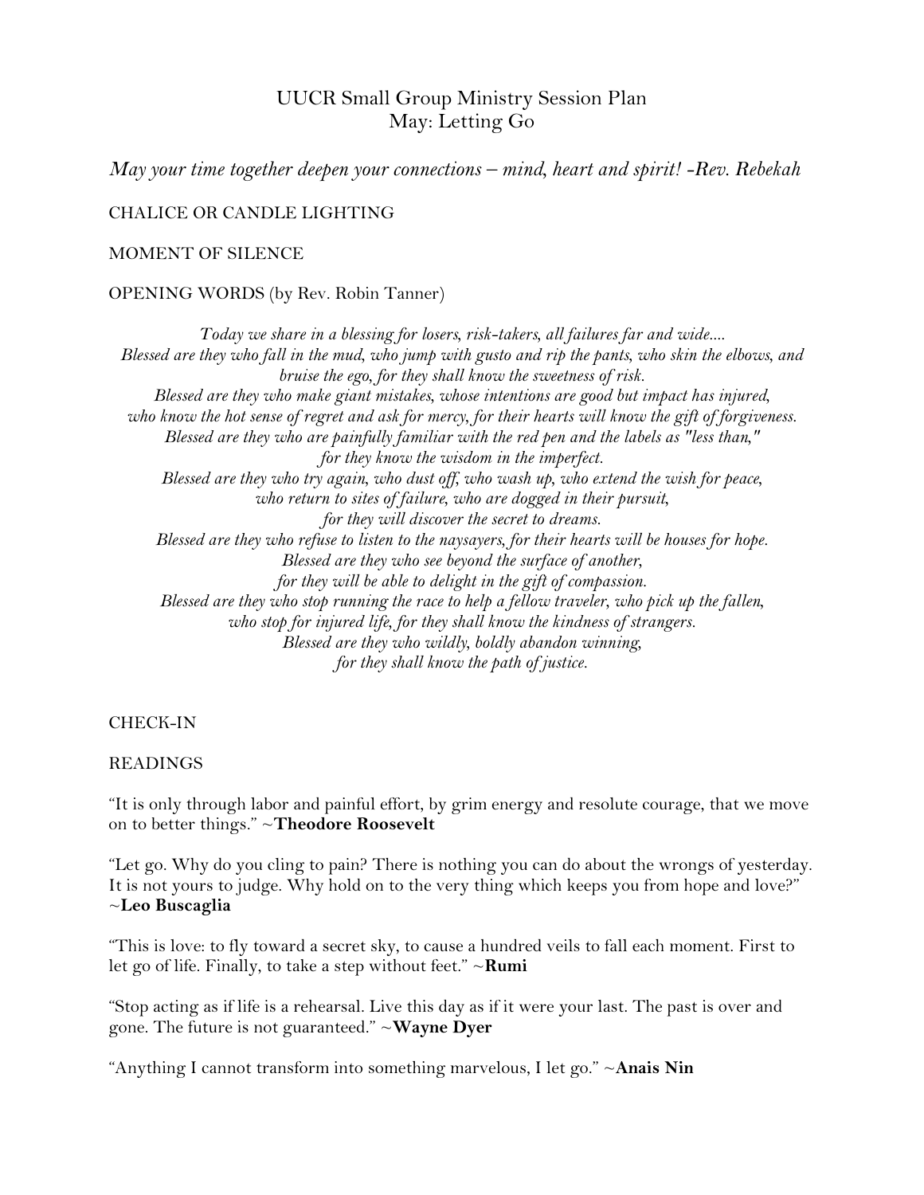# UUCR Small Group Ministry Session Plan
## May: Letting Go

*May your time together deepen your connections – mind, heart and spirit! -Rev. Rebekah*

CHALICE OR CANDLE LIGHTING

MOMENT OF SILENCE

OPENING WORDS (by Rev. Robin Tanner)

*Today we share in a blessing for losers, risk-takers, all failures far and wide....*
*Blessed are they who fall in the mud, who jump with gusto and rip the pants, who skin the elbows, and bruise the ego, for they shall know the sweetness of risk.*
*Blessed are they who make giant mistakes, whose intentions are good but impact has injured, who know the hot sense of regret and ask for mercy, for their hearts will know the gift of forgiveness.*
*Blessed are they who are painfully familiar with the red pen and the labels as "less than," for they know the wisdom in the imperfect.*
*Blessed are they who try again, who dust off, who wash up, who extend the wish for peace, who return to sites of failure, who are dogged in their pursuit, for they will discover the secret to dreams.*
*Blessed are they who refuse to listen to the naysayers, for their hearts will be houses for hope.*
*Blessed are they who see beyond the surface of another, for they will be able to delight in the gift of compassion.*
*Blessed are they who stop running the race to help a fellow traveler, who pick up the fallen, who stop for injured life, for they shall know the kindness of strangers.*
*Blessed are they who wildly, boldly abandon winning, for they shall know the path of justice.*

CHECK-IN

READINGS

"It is only through labor and painful effort, by grim energy and resolute courage, that we move on to better things." ~**Theodore Roosevelt**

"Let go. Why do you cling to pain? There is nothing you can do about the wrongs of yesterday. It is not yours to judge. Why hold on to the very thing which keeps you from hope and love?" ~**Leo Buscaglia**

"This is love: to fly toward a secret sky, to cause a hundred veils to fall each moment. First to let go of life. Finally, to take a step without feet." ~**Rumi**

"Stop acting as if life is a rehearsal. Live this day as if it were your last. The past is over and gone. The future is not guaranteed." ~**Wayne Dyer**

"Anything I cannot transform into something marvelous, I let go." ~**Anais Nin**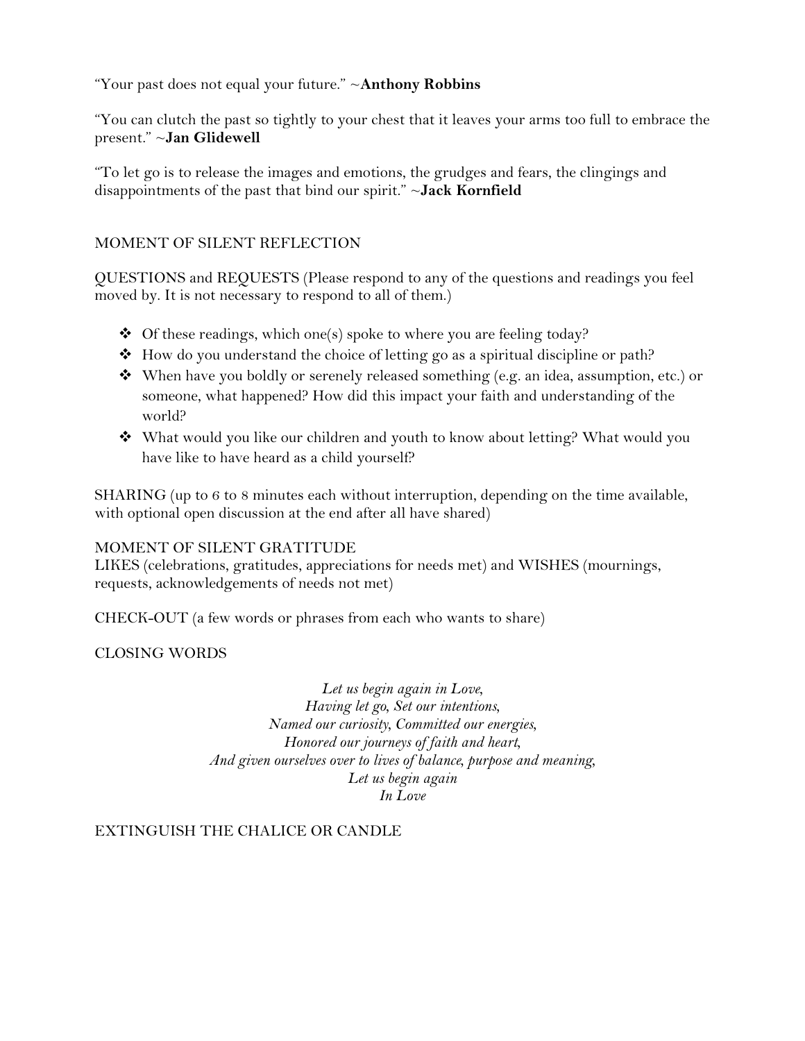"Your past does not equal your future." ~**Anthony Robbins**

"You can clutch the past so tightly to your chest that it leaves your arms too full to embrace the present." ~**Jan Glidewell**

"To let go is to release the images and emotions, the grudges and fears, the clingings and disappointments of the past that bind our spirit." ~**Jack Kornfield**

MOMENT OF SILENT REFLECTION

QUESTIONS and REQUESTS (Please respond to any of the questions and readings you feel moved by. It is not necessary to respond to all of them.)

- Of these readings, which one(s) spoke to where you are feeling today?
- How do you understand the choice of letting go as a spiritual discipline or path?
- When have you boldly or serenely released something (e.g. an idea, assumption, etc.) or someone, what happened? How did this impact your faith and understanding of the world?
- What would you like our children and youth to know about letting? What would you have like to have heard as a child yourself?

SHARING (up to 6 to 8 minutes each without interruption, depending on the time available, with optional open discussion at the end after all have shared)

MOMENT OF SILENT GRATITUDE
LIKES (celebrations, gratitudes, appreciations for needs met) and WISHES (mournings, requests, acknowledgements of needs not met)

CHECK-OUT (a few words or phrases from each who wants to share)

CLOSING WORDS

*Let us begin again in Love,*
*Having let go, Set our intentions,*
*Named our curiosity, Committed our energies,*
*Honored our journeys of faith and heart,*
*And given ourselves over to lives of balance, purpose and meaning,*
*Let us begin again*
*In Love*

EXTINGUISH THE CHALICE OR CANDLE